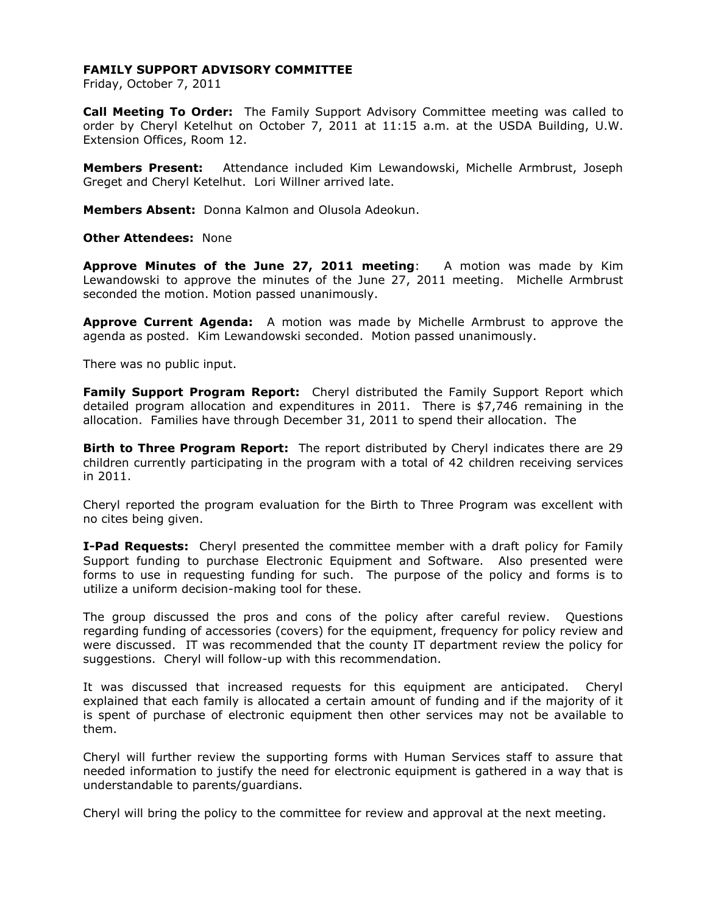**FAMILY SUPPORT ADVISORY COMMITTEE**
Friday, October 7, 2011

**Call Meeting To Order:** The Family Support Advisory Committee meeting was called to order by Cheryl Ketelhut on October 7, 2011 at 11:15 a.m. at the USDA Building, U.W. Extension Offices, Room 12.

**Members Present:** Attendance included Kim Lewandowski, Michelle Armbrust, Joseph Greget and Cheryl Ketelhut. Lori Willner arrived late.

**Members Absent:** Donna Kalmon and Olusola Adeokun.

**Other Attendees:** None

**Approve Minutes of the June 27, 2011 meeting**: A motion was made by Kim Lewandowski to approve the minutes of the June 27, 2011 meeting. Michelle Armbrust seconded the motion. Motion passed unanimously.

**Approve Current Agenda:** A motion was made by Michelle Armbrust to approve the agenda as posted. Kim Lewandowski seconded. Motion passed unanimously.

There was no public input.

**Family Support Program Report:** Cheryl distributed the Family Support Report which detailed program allocation and expenditures in 2011. There is $7,746 remaining in the allocation. Families have through December 31, 2011 to spend their allocation. The

**Birth to Three Program Report:** The report distributed by Cheryl indicates there are 29 children currently participating in the program with a total of 42 children receiving services in 2011.

Cheryl reported the program evaluation for the Birth to Three Program was excellent with no cites being given.

**I-Pad Requests:** Cheryl presented the committee member with a draft policy for Family Support funding to purchase Electronic Equipment and Software. Also presented were forms to use in requesting funding for such. The purpose of the policy and forms is to utilize a uniform decision-making tool for these.

The group discussed the pros and cons of the policy after careful review. Questions regarding funding of accessories (covers) for the equipment, frequency for policy review and were discussed. IT was recommended that the county IT department review the policy for suggestions. Cheryl will follow-up with this recommendation.

It was discussed that increased requests for this equipment are anticipated. Cheryl explained that each family is allocated a certain amount of funding and if the majority of it is spent of purchase of electronic equipment then other services may not be available to them.

Cheryl will further review the supporting forms with Human Services staff to assure that needed information to justify the need for electronic equipment is gathered in a way that is understandable to parents/guardians.

Cheryl will bring the policy to the committee for review and approval at the next meeting.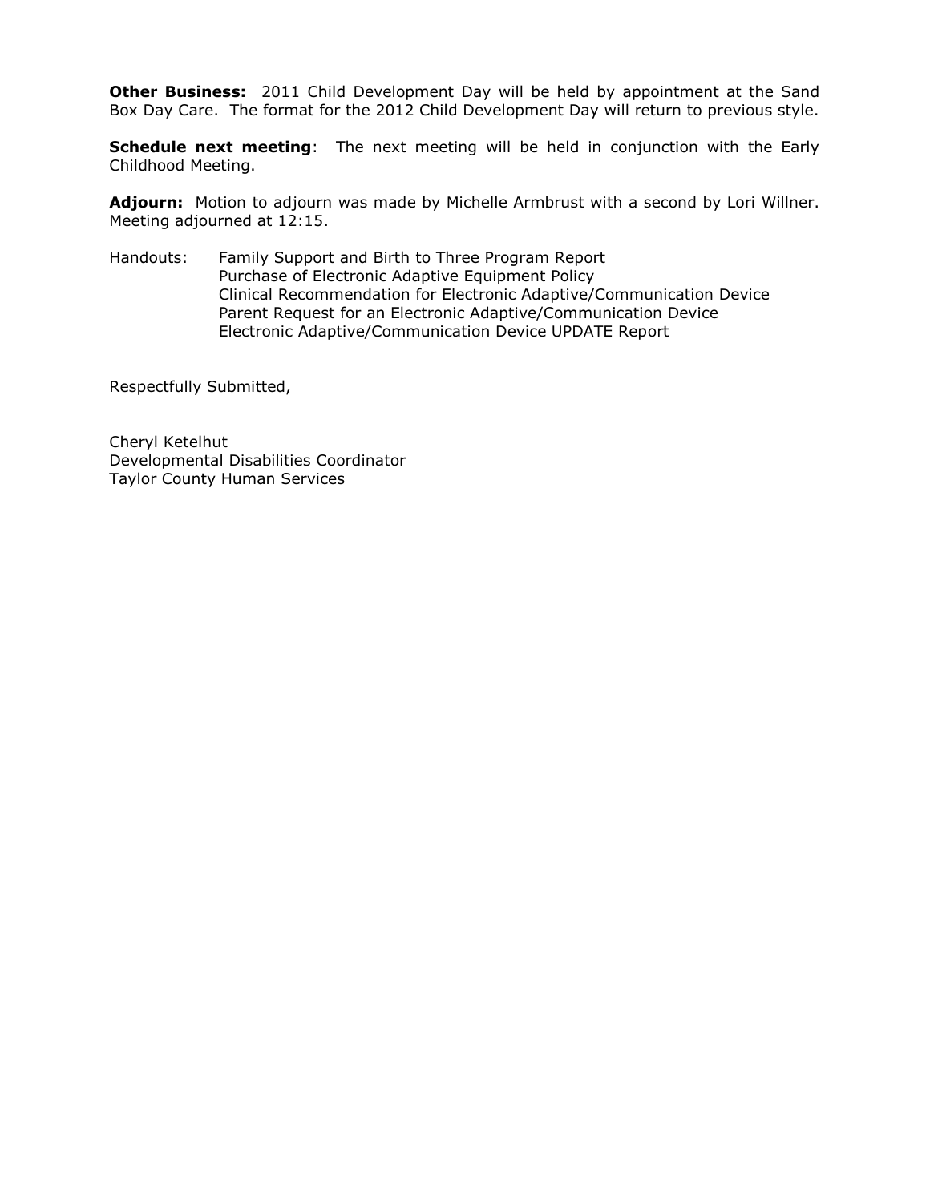**Other Business:** 2011 Child Development Day will be held by appointment at the Sand Box Day Care. The format for the 2012 Child Development Day will return to previous style.

**Schedule next meeting**: The next meeting will be held in conjunction with the Early Childhood Meeting.

**Adjourn:** Motion to adjourn was made by Michelle Armbrust with a second by Lori Willner. Meeting adjourned at 12:15.

Handouts:
- Family Support and Birth to Three Program Report
- Purchase of Electronic Adaptive Equipment Policy
- Clinical Recommendation for Electronic Adaptive/Communication Device
- Parent Request for an Electronic Adaptive/Communication Device
- Electronic Adaptive/Communication Device UPDATE Report

Respectfully Submitted,

Cheryl Ketelhut
Developmental Disabilities Coordinator
Taylor County Human Services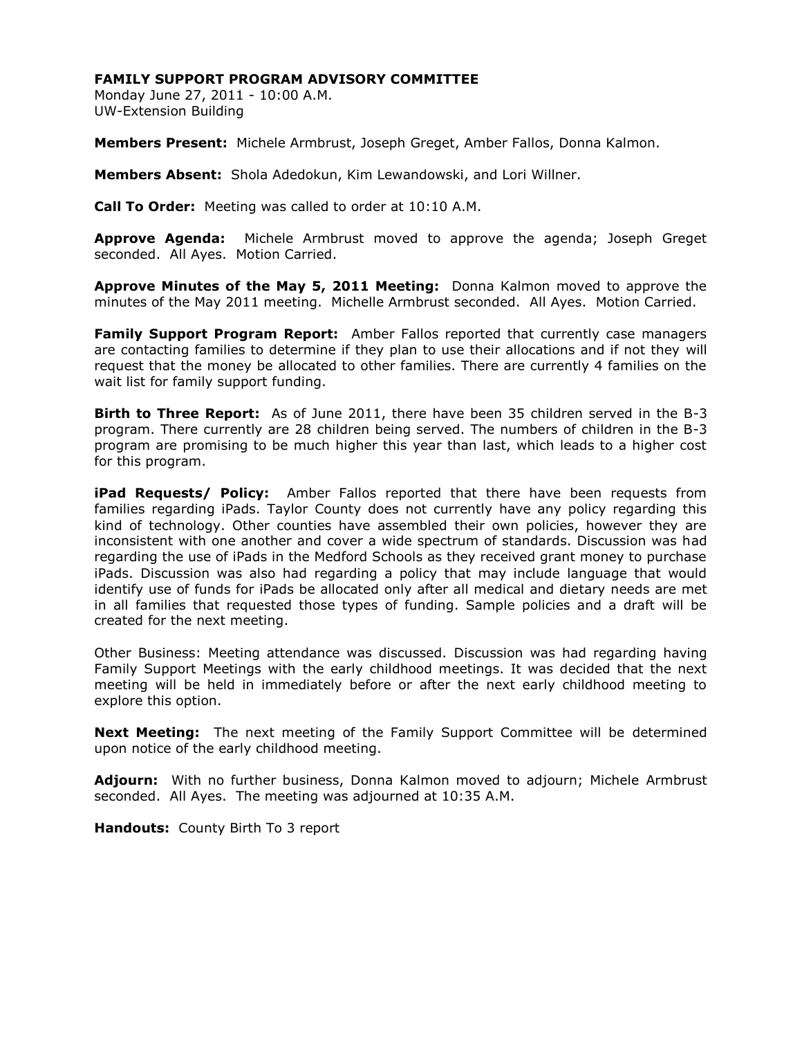**FAMILY SUPPORT PROGRAM ADVISORY COMMITTEE**
Monday June 27, 2011 - 10:00 A.M.
UW-Extension Building

**Members Present:** Michele Armbrust, Joseph Greget, Amber Fallos, Donna Kalmon.

**Members Absent:** Shola Adedokun, Kim Lewandowski, and Lori Willner.

**Call To Order:** Meeting was called to order at 10:10 A.M.

**Approve Agenda:** Michele Armbrust moved to approve the agenda; Joseph Greget seconded. All Ayes. Motion Carried.

**Approve Minutes of the May 5, 2011 Meeting:** Donna Kalmon moved to approve the minutes of the May 2011 meeting. Michelle Armbrust seconded. All Ayes. Motion Carried.

**Family Support Program Report:** Amber Fallos reported that currently case managers are contacting families to determine if they plan to use their allocations and if not they will request that the money be allocated to other families. There are currently 4 families on the wait list for family support funding.

**Birth to Three Report:** As of June 2011, there have been 35 children served in the B-3 program. There currently are 28 children being served. The numbers of children in the B-3 program are promising to be much higher this year than last, which leads to a higher cost for this program.

**iPad Requests/ Policy:** Amber Fallos reported that there have been requests from families regarding iPads. Taylor County does not currently have any policy regarding this kind of technology. Other counties have assembled their own policies, however they are inconsistent with one another and cover a wide spectrum of standards. Discussion was had regarding the use of iPads in the Medford Schools as they received grant money to purchase iPads. Discussion was also had regarding a policy that may include language that would identify use of funds for iPads be allocated only after all medical and dietary needs are met in all families that requested those types of funding. Sample policies and a draft will be created for the next meeting.

Other Business: Meeting attendance was discussed. Discussion was had regarding having Family Support Meetings with the early childhood meetings. It was decided that the next meeting will be held in immediately before or after the next early childhood meeting to explore this option.

**Next Meeting:** The next meeting of the Family Support Committee will be determined upon notice of the early childhood meeting.

**Adjourn:** With no further business, Donna Kalmon moved to adjourn; Michele Armbrust seconded. All Ayes. The meeting was adjourned at 10:35 A.M.

**Handouts:** County Birth To 3 report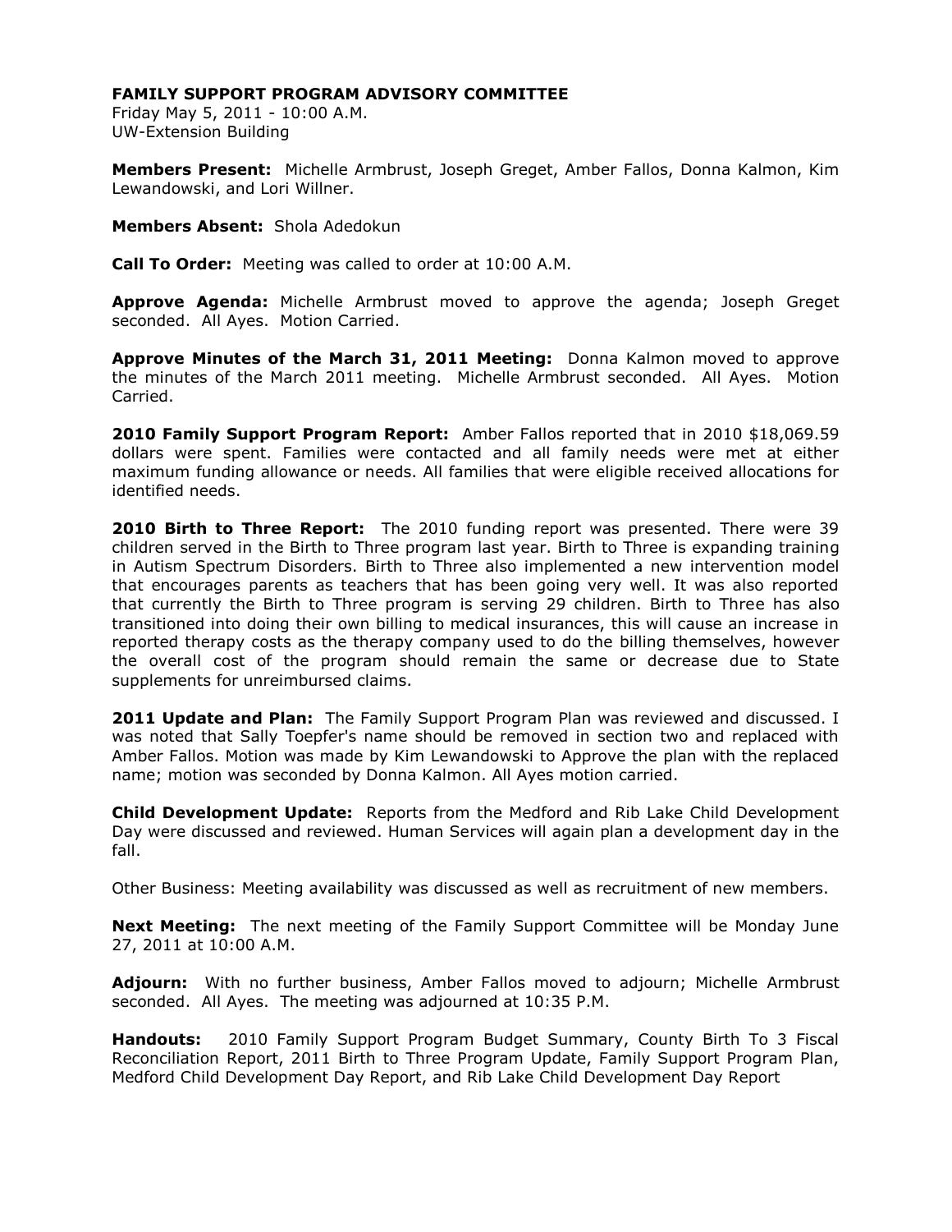**FAMILY SUPPORT PROGRAM ADVISORY COMMITTEE**
Friday May 5, 2011 - 10:00 A.M.
UW-Extension Building

**Members Present:** Michelle Armbrust, Joseph Greget, Amber Fallos, Donna Kalmon, Kim Lewandowski, and Lori Willner.

**Members Absent:** Shola Adedokun

**Call To Order:** Meeting was called to order at 10:00 A.M.

**Approve Agenda:** Michelle Armbrust moved to approve the agenda; Joseph Greget seconded. All Ayes. Motion Carried.

**Approve Minutes of the March 31, 2011 Meeting:** Donna Kalmon moved to approve the minutes of the March 2011 meeting. Michelle Armbrust seconded. All Ayes. Motion Carried.

**2010 Family Support Program Report:** Amber Fallos reported that in 2010 $18,069.59 dollars were spent. Families were contacted and all family needs were met at either maximum funding allowance or needs. All families that were eligible received allocations for identified needs.

**2010 Birth to Three Report:** The 2010 funding report was presented. There were 39 children served in the Birth to Three program last year. Birth to Three is expanding training in Autism Spectrum Disorders. Birth to Three also implemented a new intervention model that encourages parents as teachers that has been going very well. It was also reported that currently the Birth to Three program is serving 29 children. Birth to Three has also transitioned into doing their own billing to medical insurances, this will cause an increase in reported therapy costs as the therapy company used to do the billing themselves, however the overall cost of the program should remain the same or decrease due to State supplements for unreimbursed claims.

**2011 Update and Plan:** The Family Support Program Plan was reviewed and discussed. I was noted that Sally Toepfer's name should be removed in section two and replaced with Amber Fallos. Motion was made by Kim Lewandowski to Approve the plan with the replaced name; motion was seconded by Donna Kalmon. All Ayes motion carried.

**Child Development Update:** Reports from the Medford and Rib Lake Child Development Day were discussed and reviewed. Human Services will again plan a development day in the fall.

Other Business: Meeting availability was discussed as well as recruitment of new members.

**Next Meeting:** The next meeting of the Family Support Committee will be Monday June 27, 2011 at 10:00 A.M.

**Adjourn:** With no further business, Amber Fallos moved to adjourn; Michelle Armbrust seconded. All Ayes. The meeting was adjourned at 10:35 P.M.

**Handouts:** 2010 Family Support Program Budget Summary, County Birth To 3 Fiscal Reconciliation Report, 2011 Birth to Three Program Update, Family Support Program Plan, Medford Child Development Day Report, and Rib Lake Child Development Day Report